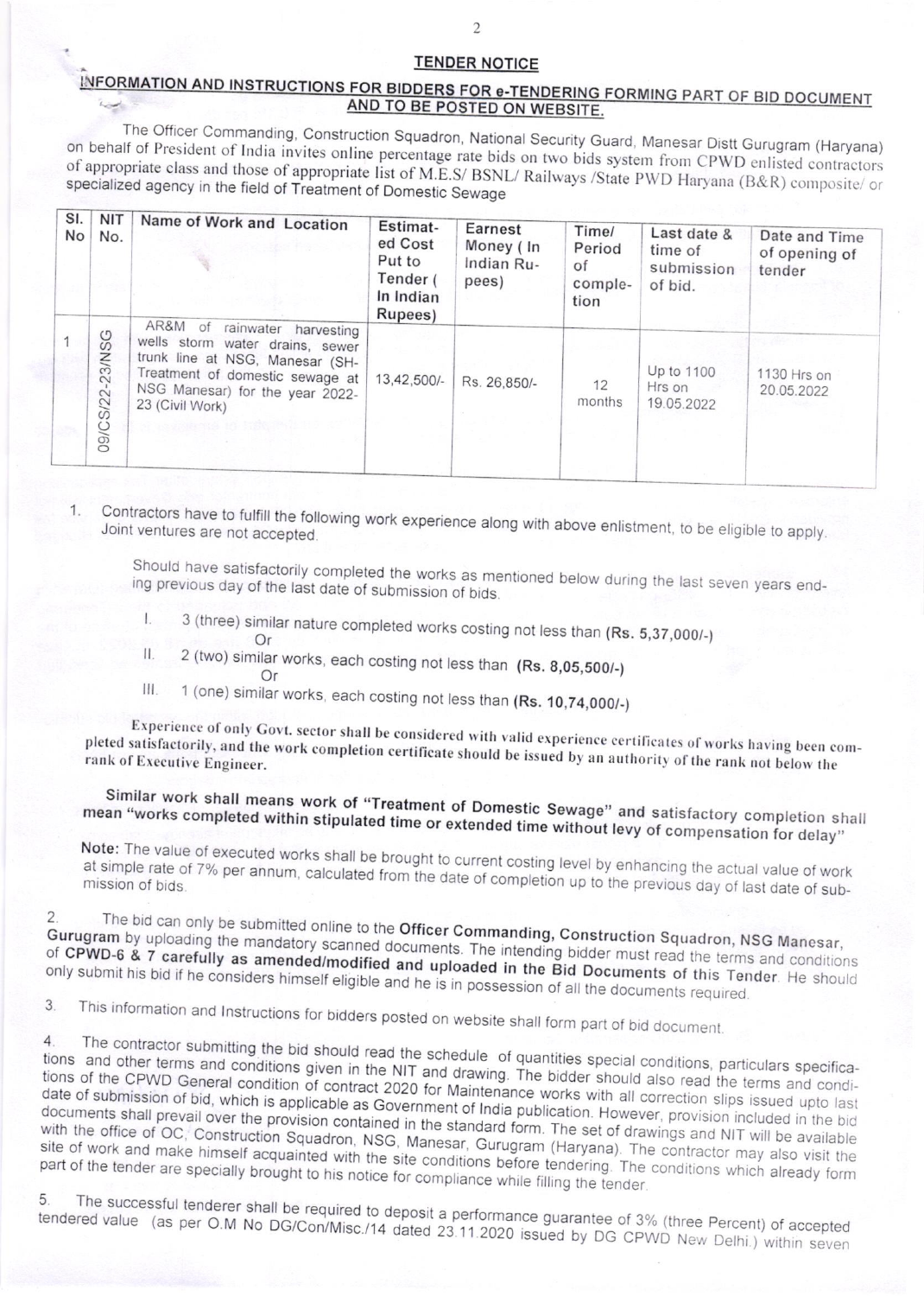## TENDER NOTICE

### INFORMATION AND INSTRUCTIONS FOR BIDDERS FOR e-TENDERING FORMING PART OF BID DOCUMENT AND TO BE POSTED ON WEBSITE.

The Officer Commanding, Construction Squadron, National Security Guard, Manesar Distt Gurugram (Haryana) on behalf of President of India invites online percentage rate bids on two bids system from CPWD enlisted contractors of appropriate class and those of appropriate list of M.E.S/ BSNL/ Railways /State PWD Haryana (B&R) composite/ or specialized agency in the field of Treatment of Domestic Sewage

| Sl. No | NIT No. | Name of Work and Location | Estimated Cost Put to Tender ( In Indian Rupees) | Earnest Money ( In Indian Rupees) | Time/ Period of completion | Last date & time of submission of bid. | Date and Time of opening of tender |
|---|---|---|---|---|---|---|---|
| 1 | 09/CS/22-23/NSG | AR&M of rainwater harvesting wells storm water drains, sewer trunk line at NSG, Manesar (SH-Treatment of domestic sewage at NSG Manesar) for the year 2022-23 (Civil Work) | 13,42,500/- | Rs. 26,850/- | 12 months | Up to 1100 Hrs on 19.05.2022 | 1130 Hrs on 20.05.2022 |

1. Contractors have to fulfill the following work experience along with above enlistment, to be eligible to apply. Joint ventures are not accepted.

   Should have satisfactorily completed the works as mentioned below during the last seven years ending previous day of the last date of submission of bids.

   I. 3 (three) similar nature completed works costing not less than **(Rs. 5,37,000/-)**
   
   Or
   
   II. 2 (two) similar works, each costing not less than **(Rs. 8,05,500/-)**
   
   Or
   
   III. 1 (one) similar works, each costing not less than **(Rs. 10,74,000/-)**

   Experience of only Govt. sector shall be considered with valid experience certificates of works having been completed satisfactorily, and the work completion certificate should be issued by an authority of the rank not below the rank of Executive Engineer.

   **Similar work shall means work of "Treatment of Domestic Sewage" and satisfactory completion shall mean "works completed within stipulated time or extended time without levy of compensation for delay"**

   **Note:** The value of executed works shall be brought to current costing level by enhancing the actual value of work at simple rate of 7% per annum, calculated from the date of completion up to the previous day of last date of submission of bids.

2. The bid can only be submitted online to the **Officer Commanding, Construction Squadron, NSG Manesar, Gurugram** by uploading the mandatory scanned documents. The intending bidder must read the terms and conditions of **CPWD-6 & 7 carefully as amended/modified and uploaded in the Bid Documents of this Tender**. He should only submit his bid if he considers himself eligible and he is in possession of all the documents required.

3. This information and Instructions for bidders posted on website shall form part of bid document.

4. The contractor submitting the bid should read the schedule of quantities special conditions, particulars specifications and other terms and conditions given in the NIT and drawing. The bidder should also read the terms and conditions of the CPWD General condition of contract 2020 for Maintenance works with all correction slips issued upto last date of submission of bid, which is applicable as Government of India publication. However, provision included in the bid documents shall prevail over the provision contained in the standard form. The set of drawings and NIT will be available with the office of OC, Construction Squadron, NSG, Manesar, Gurugram (Haryana). The contractor may also visit the site of work and make himself acquainted with the site conditions before tendering. The conditions which already form part of the tender are specially brought to his notice for compliance while filling the tender.

5. The successful tenderer shall be required to deposit a performance guarantee of 3% (three Percent) of accepted tendered value (as per O.M No DG/Con/Misc./14 dated 23.11.2020 issued by DG CPWD New Delhi.) within seven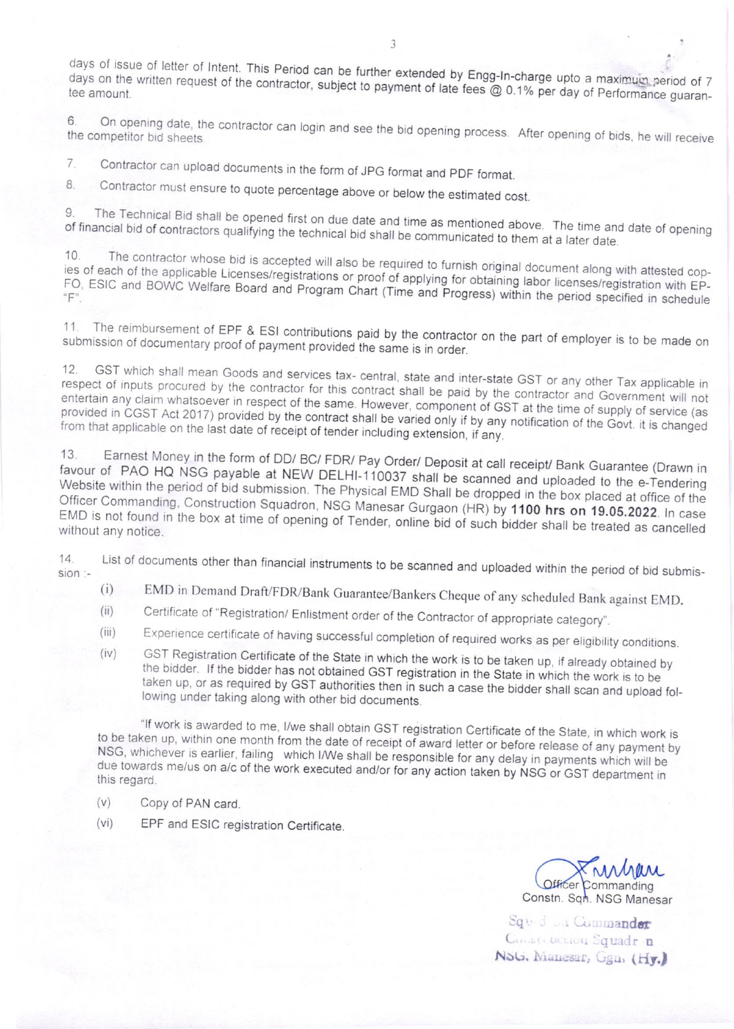days of issue of letter of Intent. This Period can be further extended by Engg-In-charge upto a maximum period of 7 days on the written request of the contractor, subject to payment of late fees @ 0.1% per day of Performance guarantee amount.

6. On opening date, the contractor can login and see the bid opening process. After opening of bids, he will receive the competitor bid sheets.

7. Contractor can upload documents in the form of JPG format and PDF format.

8. Contractor must ensure to quote percentage above or below the estimated cost.

9. The Technical Bid shall be opened first on due date and time as mentioned above. The time and date of opening of financial bid of contractors qualifying the technical bid shall be communicated to them at a later date.

10. The contractor whose bid is accepted will also be required to furnish original document along with attested copies of each of the applicable Licenses/registrations or proof of applying for obtaining labor licenses/registration with EPFO, ESIC and BOWC Welfare Board and Program Chart (Time and Progress) within the period specified in schedule "F".

11. The reimbursement of EPF & ESI contributions paid by the contractor on the part of employer is to be made on submission of documentary proof of payment provided the same is in order.

12. GST which shall mean Goods and services tax- central, state and inter-state GST or any other Tax applicable in respect of inputs procured by the contractor for this contract shall be paid by the contractor and Government will not entertain any claim whatsoever in respect of the same. However, component of GST at the time of supply of service (as provided in CGST Act 2017) provided by the contract shall be varied only if by any notification of the Govt. it is changed from that applicable on the last date of receipt of tender including extension, if any.

13. Earnest Money in the form of DD/ BC/ FDR/ Pay Order/ Deposit at call receipt/ Bank Guarantee (Drawn in favour of PAO HQ NSG payable at NEW DELHI-110037 shall be scanned and uploaded to the e-Tendering Website within the period of bid submission. The Physical EMD Shall be dropped in the box placed at office of the Officer Commanding, Construction Squadron, NSG Manesar Gurgaon (HR) by **1100 hrs on 19.05.2022**. In case EMD is not found in the box at time of opening of Tender, online bid of such bidder shall be treated as cancelled without any notice.

14. List of documents other than financial instruments to be scanned and uploaded within the period of bid submission :-

(i) EMD in Demand Draft/FDR/Bank Guarantee/Bankers Cheque of any scheduled Bank against EMD.

(ii) Certificate of "Registration/ Enlistment order of the Contractor of appropriate category".

(iii) Experience certificate of having successful completion of required works as per eligibility conditions.

(iv) GST Registration Certificate of the State in which the work is to be taken up, if already obtained by the bidder. If the bidder has not obtained GST registration in the State in which the work is to be taken up, or as required by GST authorities then in such a case the bidder shall scan and upload following under taking along with other bid documents.

"If work is awarded to me, I/we shall obtain GST registration Certificate of the State, in which work is to be taken up, within one month from the date of receipt of award letter or before release of any payment by NSG, whichever is earlier, failing which I/We shall be responsible for any delay in payments which will be due towards me/us on a/c of the work executed and/or for any action taken by NSG or GST department in this regard.

(v) Copy of PAN card.

(vi) EPF and ESIC registration Certificate.

Officer Commanding
Constn. Sqn. NSG Manesar

Squadron Commander
Construction Squadron
NSG, Manesar, Ggn (Hy.)